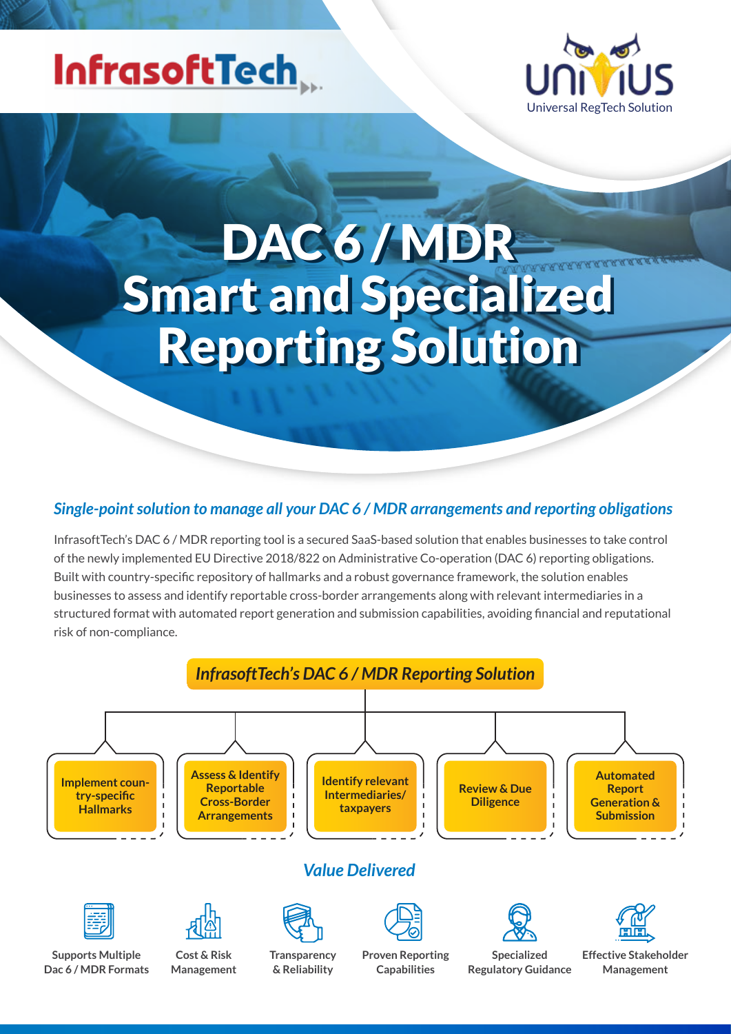InfrasoftTech

UNIVIUS
Universal RegTech Solution

# DAC 6 / MDR Smart and Specialized Reporting Solution

## *Single-point solution to manage all your DAC 6 / MDR arrangements and reporting obligations*

InfrasoftTech's DAC 6 / MDR reporting tool is a secured SaaS-based solution that enables businesses to take control of the newly implemented EU Directive 2018/822 on Administrative Co-operation (DAC 6) reporting obligations. Built with country-specific repository of hallmarks and a robust governance framework, the solution enables businesses to assess and identify reportable cross-border arrangements along with relevant intermediaries in a structured format with automated report generation and submission capabilities, avoiding financial and reputational risk of non-compliance.

### *InfrasoftTech's DAC 6 / MDR Reporting Solution*

- Implement country-specific Hallmarks
- Assess & Identify Reportable Cross-Border Arrangements
- Identify relevant Intermediaries/ taxpayers
- Review & Due Diligence
- Automated Report Generation & Submission

### *Value Delivered*

- Supports Multiple Dac 6 / MDR Formats
- Cost & Risk Management
- Transparency & Reliability
- Proven Reporting Capabilities
- Specialized Regulatory Guidance
- Effective Stakeholder Management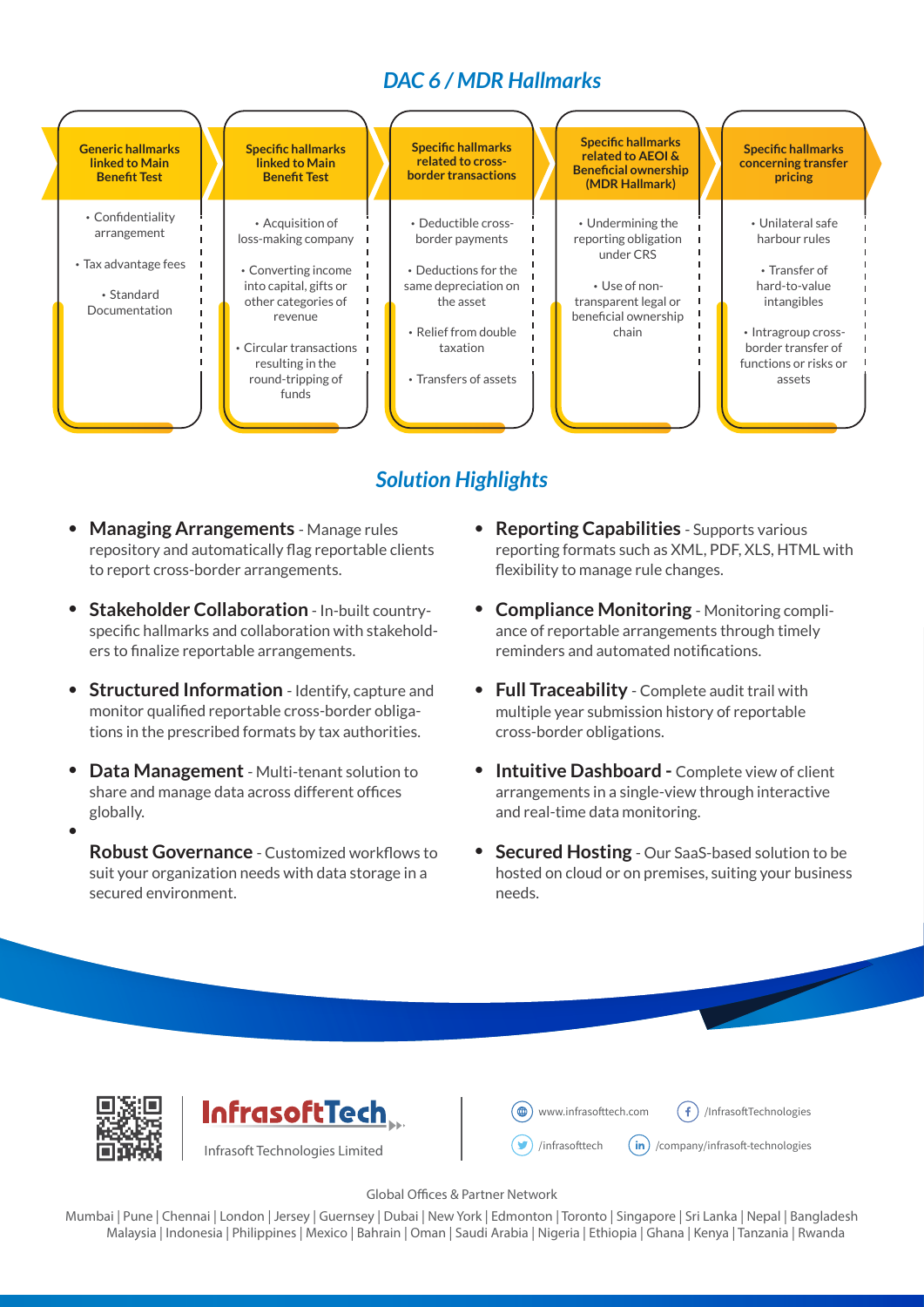## DAC 6 / MDR Hallmarks

| Generic hallmarks linked to Main Benefit Test | Specific hallmarks linked to Main Benefit Test | Specific hallmarks related to cross-border transactions | Specific hallmarks related to AEOI & Beneficial ownership (MDR Hallmark) | Specific hallmarks concerning transfer pricing |
|---|---|---|---|---|
| • Confidentiality arrangement<br>• Tax advantage fees<br>• Standard Documentation | • Acquisition of loss-making company<br>• Converting income into capital, gifts or other categories of revenue<br>• Circular transactions resulting in the round-tripping of funds | • Deductible cross-border payments<br>• Deductions for the same depreciation on the asset<br>• Relief from double taxation<br>• Transfers of assets | • Undermining the reporting obligation under CRS<br>• Use of non-transparent legal or beneficial ownership chain | • Unilateral safe harbour rules<br>• Transfer of hard-to-value intangibles<br>• Intragroup cross-border transfer of functions or risks or assets |

## Solution Highlights

- **Managing Arrangements** - Manage rules repository and automatically flag reportable clients to report cross-border arrangements.
- **Stakeholder Collaboration** - In-built country-specific hallmarks and collaboration with stakeholders to finalize reportable arrangements.
- **Structured Information** - Identify, capture and monitor qualified reportable cross-border obligations in the prescribed formats by tax authorities.
- **Data Management** - Multi-tenant solution to share and manage data across different offices globally.
- **Robust Governance** - Customized workflows to suit your organization needs with data storage in a secured environment.
- **Reporting Capabilities** - Supports various reporting formats such as XML, PDF, XLS, HTML with flexibility to manage rule changes.
- **Compliance Monitoring** - Monitoring compliance of reportable arrangements through timely reminders and automated notifications.
- **Full Traceability** - Complete audit trail with multiple year submission history of reportable cross-border obligations.
- **Intuitive Dashboard -** Complete view of client arrangements in a single-view through interactive and real-time data monitoring.
- **Secured Hosting** - Our SaaS-based solution to be hosted on cloud or on premises, suiting your business needs.

InfrasoftTech

Infrasoft Technologies Limited

www.infrasofttech.com

/InfrasoftTechnologies

/infrasofttech

/company/infrasoft-technologies

Global Offices & Partner Network

Mumbai | Pune | Chennai | London | Jersey | Guernsey | Dubai | New York | Edmonton | Toronto | Singapore | Sri Lanka | Nepal | Bangladesh Malaysia | Indonesia | Philippines | Mexico | Bahrain | Oman | Saudi Arabia | Nigeria | Ethiopia | Ghana | Kenya | Tanzania | Rwanda